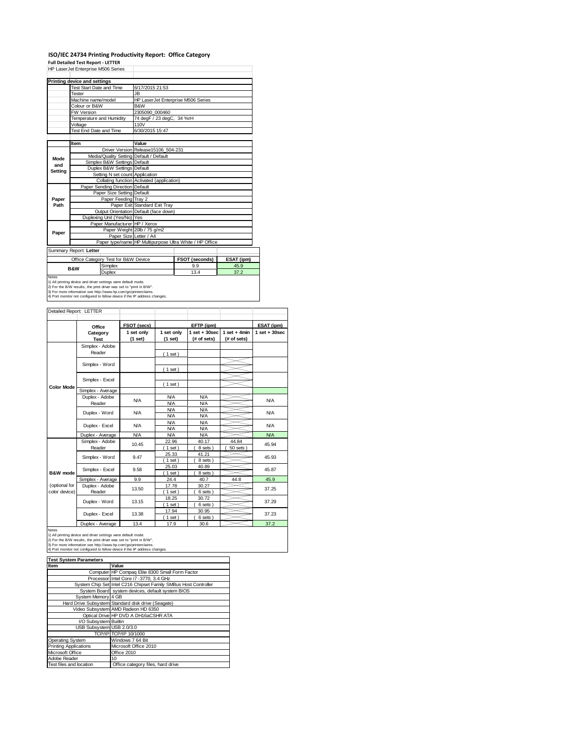# ISO/IEC 24734 Printing Productivity Report: Office Category

**Full Detailed Test Report - LETTER**

HP LaserJet Enterprise M506 Series

| Printing device and settings | |
|---|---|
| Test Start Date and Time | 6/17/2015 21:53 |
| Tester | JB |
| Machine name/model | HP LaserJet Enterprise M506 Series |
| Colour or B&W | B&W |
| FW Version | 2305090_000460 |
| Temperature and Humidity | 74 degF / 23 degC, 34 %rH |
| Voltage | 110V |
| Test End Date and Time | 6/30/2015 15:47 |

| | Item | Value |
|---|---|---|
| Mode and Setting | Driver Version | Release15106_504-231 |
| | Media/Quality Setting | Default / Default |
| | Simplex B&W Settings | Default |
| | Duplex B&W Settings | Default |
| | Setting N set count | Application |
| | Collating function | Activated (application) |
| Paper Path | Paper Sending Direction | Default |
| | Paper Size Setting | Default |
| | Paper Feeding | Tray 2 |
| | Paper Exit | Standard Exit Tray |
| | Output Orientation | Default (face down) |
| | Duplexing Unit (Yes/No) | Yes |
| Paper | Paper Manufacturer | HP / Xerox |
| | Paper Weight | 20lb / 75 g/m2 |
| | Paper Size | Letter / A4 |
| | Paper type/name | HP Multipurpose Ultra White / HP Office |

Summary Report: **Letter**

| Office Category Test for B&W Device | | FSOT (seconds) | ESAT (ipm) |
|---|---|---|---|
| B&W | Simplex | 9.9 | 45.9 |
| | Duplex | 13.4 | 37.2 |

Notes
1) All printing device and driver settings were default mode.
2) For the B/W results, the print driver was set to "print in B/W".
3) For more information see http://www.hp.com/go/printerclaims.
4) Port monitor not configured to follow device if the IP address changes.

Detailed Report: LETTER

| | Office Category Test | FSOT (secs) 1 set only (1 set) | EFTP (ipm) 1 set only (1 set) | EFTP (ipm) 1 set + 30sec (# of sets) | EFTP (ipm) 1 set + 4min (# of sets) | ESAT (ipm) 1 set + 30sec |
|---|---|---|---|---|---|---|
| Color Mode | Simplex - Adobe Reader | | ( 1 set ) | | | |
| | Simplex - Word | | ( 1 set ) | | | |
| | Simplex - Excel | | ( 1 set ) | | | |
| | Simplex - Average | | | | | |
| | Duplex - Adobe Reader | N/A | N/A<br>N/A | N/A<br>N/A | | N/A |
| | Duplex - Word | N/A | N/A<br>N/A | N/A<br>N/A | | N/A |
| | Duplex - Excel | N/A | N/A<br>N/A | N/A<br>N/A | | N/A |
| | Duplex - Average | N/A | N/A | N/A | | N/A |
| B&W mode (optional for color device) | Simplex - Adobe Reader | 10.45 | 22.96<br>( 1 set ) | 40.17<br>( 8 sets ) | 44.84<br>( 50 sets ) | 45.94 |
| | Simplex - Word | 9.47 | 25.33<br>( 1 set ) | 41.21<br>( 8 sets ) | | 45.93 |
| | Simplex - Excel | 9.58 | 25.03<br>( 1 set ) | 40.89<br>( 8 sets ) | | 45.87 |
| | Simplex - Average | 9.9 | 24.4 | 40.7 | 44.8 | 45.9 |
| | Duplex - Adobe Reader | 13.50 | 17.78<br>( 1 set ) | 30.27<br>( 6 sets ) | | 37.25 |
| | Duplex - Word | 13.15 | 18.25<br>( 1 set ) | 30.72<br>( 6 sets ) | | 37.29 |
| | Duplex - Excel | 13.38 | 17.94<br>( 1 set ) | 30.95<br>( 6 sets ) | | 37.23 |
| | Duplex - Average | 13.4 | 17.9 | 30.6 | | 37.2 |

Notes
1) All printing device and driver settings were default mode.
2) For the B/W results, the print driver was set to "print in B/W".
3) For more information see http://www.hp.com/go/printerclaims.
4) Port monitor not configured to follow device if the IP address changes.

| Test System Parameters | |
|---|---|
| **Item** | **Value** |
| Computer | HP Compaq Elite 8300 Small Form Factor |
| Processor | Intel Core i7 -3770, 3.4 GHz |
| System Chip Set | Intel C216 Chipset Family SMBus Host Controller |
| System Board | system devices, default system BIOS |
| System Memory | 4 GB |
| Hard Drive Subsystem | Standard disk drive (Seagate) |
| Video Subsystem | AMD Radeon HD 6350 |
| Optical Drive | HP DVD A DH16aCSHR ATA |
| I/O Subsystem | Builtin |
| USB Subsystem | USB 2.0/3.0 |
| TCP/IP | TCP/IP 10/1000 |
| Operating System | Windows 7 64 Bit |
| Printing Applications | Microsoft Office 2010 |
| Microsoft Office | Office 2010 |
| Adobe Reader | 10 |
| Test files and location | Office category files, hard drive |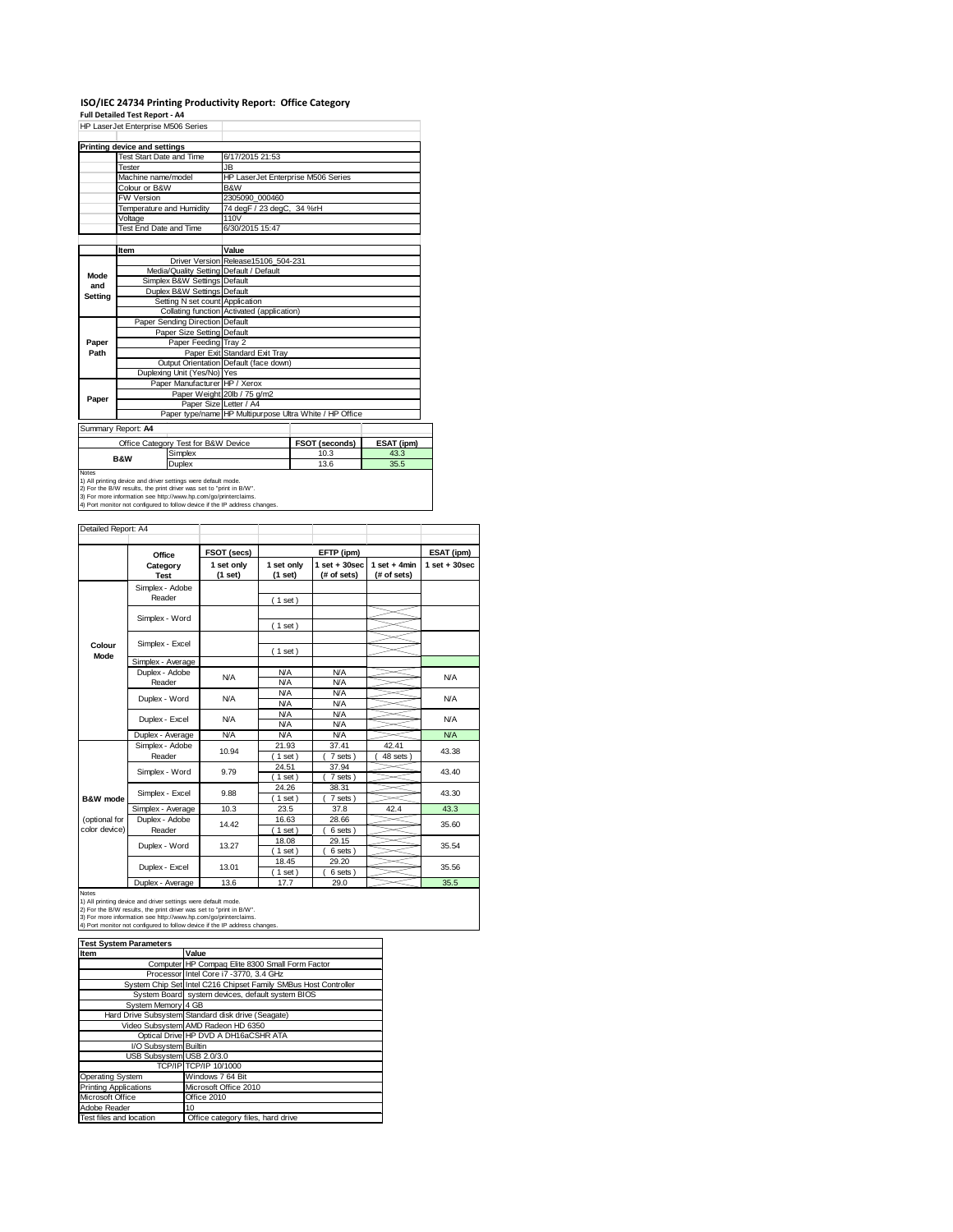# ISO/IEC 24734 Printing Productivity Report: Office Category

**Full Detailed Test Report - A4**

| HP LaserJet Enterprise M506 Series | |
|---|---|

| Printing device and settings | |
|---|---|
| Test Start Date and Time | 6/17/2015 21:53 |
| Tester | JB |
| Machine name/model | HP LaserJet Enterprise M506 Series |
| Colour or B&W | B&W |
| FW Version | 2305090_000460 |
| Temperature and Humidity | 74 degF / 23 degC, 34 %rH |
| Voltage | 110V |
| Test End Date and Time | 6/30/2015 15:47 |

| | Item | Value |
|---|---|---|
| Mode and Setting | Driver Version | Release15106_504-231 |
| | Media/Quality Setting | Default / Default |
| | Simplex B&W Settings | Default |
| | Duplex B&W Settings | Default |
| | Setting N set count | Application |
| | Collating function | Activated (application) |
| Paper Path | Paper Sending Direction | Default |
| | Paper Size Setting | Default |
| | Paper Feeding | Tray 2 |
| | Paper Exit | Standard Exit Tray |
| | Output Orientation | Default (face down) |
| | Duplexing Unit (Yes/No) | Yes |
| Paper | Paper Manufacturer | HP / Xerox |
| | Paper Weight | 20lb / 75 g/m2 |
| | Paper Size | Letter / A4 |
| | Paper type/name | HP Multipurpose Ultra White / HP Office |

Summary Report: **A4**

| Office Category Test for B&W Device | | FSOT (seconds) | ESAT (ipm) |
|---|---|---|---|
| B&W | Simplex | 10.3 | 43.3 |
| | Duplex | 13.6 | 35.5 |

Notes
1) All printing device and driver settings were default mode.
2) For the B/W results, the print driver was set to "print in B/W".
3) For more information see http://www.hp.com/go/printerclaims.
4) Port monitor not configured to follow device if the IP address changes.

Detailed Report: A4

| | Office Category Test | FSOT (secs) 1 set only (1 set) | EFTP (ipm) 1 set only (1 set) | EFTP (ipm) 1 set + 30sec (# of sets) | EFTP (ipm) 1 set + 4min (# of sets) | ESAT (ipm) 1 set + 30sec |
|---|---|---|---|---|---|---|
| Colour Mode | Simplex - Adobe Reader | | ( 1 set ) | | | |
| | Simplex - Word | | ( 1 set ) | | | |
| | Simplex - Excel | | ( 1 set ) | | | |
| | Simplex - Average | | | | | |
| | Duplex - Adobe Reader | N/A | N/A / N/A | N/A / N/A | | N/A |
| | Duplex - Word | N/A | N/A / N/A | N/A / N/A | | N/A |
| | Duplex - Excel | N/A | N/A / N/A | N/A / N/A | | N/A |
| | Duplex - Average | N/A | N/A | N/A | | N/A |
| B&W mode (optional for color device) | Simplex - Adobe Reader | 10.94 | 21.93 ( 1 set ) | 37.41 ( 7 sets ) | 42.41 ( 48 sets ) | 43.38 |
| | Simplex - Word | 9.79 | 24.51 ( 1 set ) | 37.94 ( 7 sets ) | | 43.40 |
| | Simplex - Excel | 9.88 | 24.26 ( 1 set ) | 38.31 ( 7 sets ) | | 43.30 |
| | Simplex - Average | 10.3 | 23.5 | 37.8 | 42.4 | 43.3 |
| | Duplex - Adobe Reader | 14.42 | 16.63 ( 1 set ) | 28.66 ( 6 sets ) | | 35.60 |
| | Duplex - Word | 13.27 | 18.08 ( 1 set ) | 29.15 ( 6 sets ) | | 35.54 |
| | Duplex - Excel | 13.01 | 18.45 ( 1 set ) | 29.20 ( 6 sets ) | | 35.56 |
| | Duplex - Average | 13.6 | 17.7 | 29.0 | | 35.5 |

Notes
1) All printing device and driver settings were default mode.
2) For the B/W results, the print driver was set to "print in B/W".
3) For more information see http://www.hp.com/go/printerclaims.
4) Port monitor not configured to follow device if the IP address changes.

| Test System Parameters | |
|---|---|
| **Item** | **Value** |
| Computer | HP Compaq Elite 8300 Small Form Factor |
| Processor | Intel Core i7 -3770, 3.4 GHz |
| System Chip Set | Intel C216 Chipset Family SMBus Host Controller |
| System Board | system devices, default system BIOS |
| System Memory | 4 GB |
| Hard Drive Subsystem | Standard disk drive (Seagate) |
| Video Subsystem | AMD Radeon HD 6350 |
| Optical Drive | HP DVD A DH16aCSHR ATA |
| I/O Subsystem | Builtin |
| USB Subsystem | USB 2.0/3.0 |
| TCP/IP | TCP/IP 10/1000 |
| Operating System | Windows 7 64 Bit |
| Printing Applications | Microsoft Office 2010 |
| Microsoft Office | Office 2010 |
| Adobe Reader | 10 |
| Test files and location | Office category files, hard drive |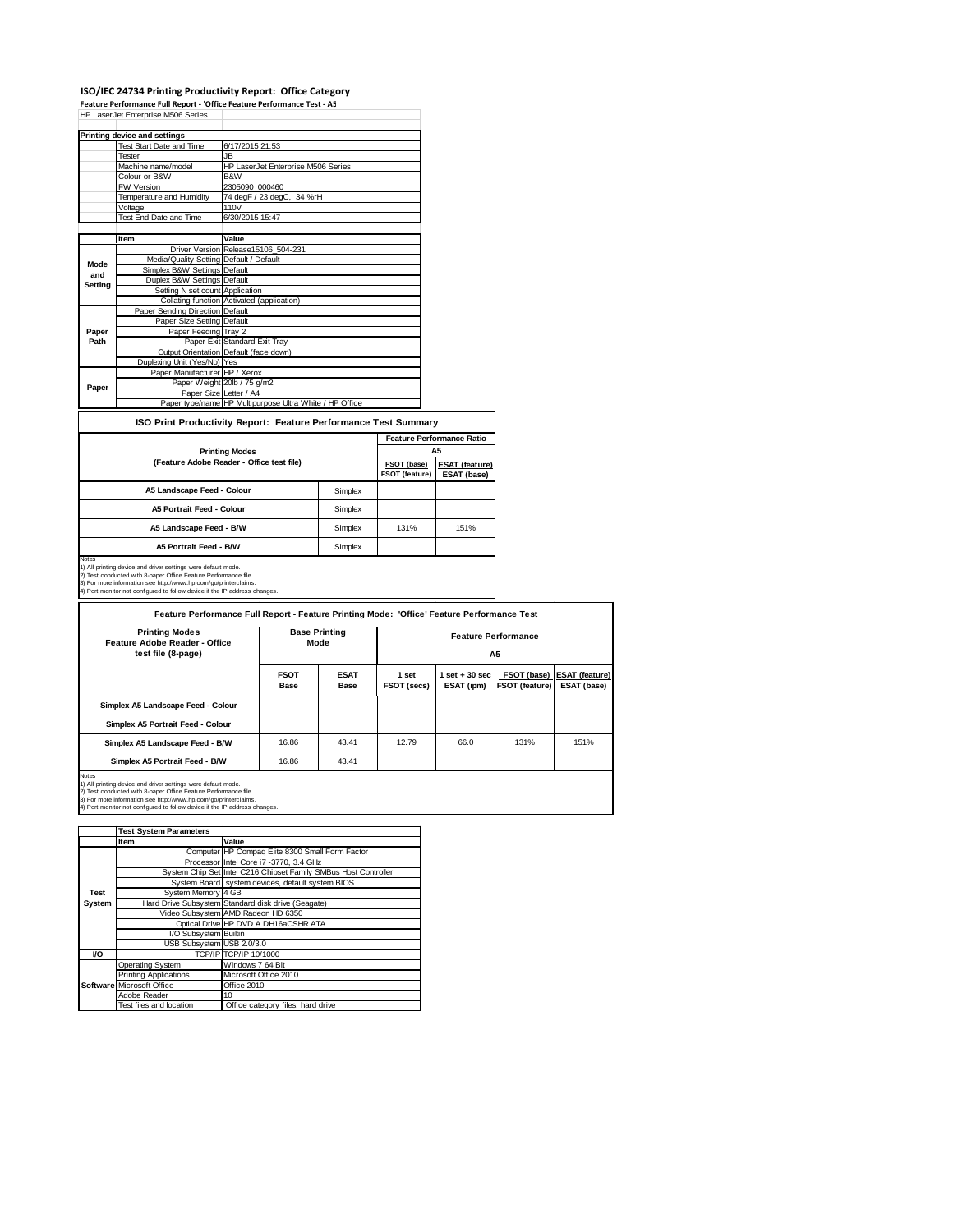# ISO/IEC 24734 Printing Productivity Report: Office Category

**Feature Performance Full Report - 'Office Feature Performance Test - A5**

HP LaserJet Enterprise M506 Series

| Printing device and settings | |
|---|---|
| Test Start Date and Time | 6/17/2015 21:53 |
| Tester | JB |
| Machine name/model | HP LaserJet Enterprise M506 Series |
| Colour or B&W | B&W |
| FW Version | 2305090_000460 |
| Temperature and Humidity | 74 degF / 23 degC, 34 %rH |
| Voltage | 110V |
| Test End Date and Time | 6/30/2015 15:47 |

| | Item | Value |
|---|---|---|
| Mode and Setting | Driver Version | Release15106_504-231 |
| | Media/Quality Setting | Default / Default |
| | Simplex B&W Settings | Default |
| | Duplex B&W Settings | Default |
| | Setting N set count | Application |
| | Collating function | Activated (application) |
| Paper Path | Paper Sending Direction | Default |
| | Paper Size Setting | Default |
| | Paper Feeding | Tray 2 |
| | Paper Exit | Standard Exit Tray |
| | Output Orientation | Default (face down) |
| | Duplexing Unit (Yes/No) | Yes |
| Paper | Paper Manufacturer | HP / Xerox |
| | Paper Weight | 20lb / 75 g/m2 |
| | Paper Size | Letter / A4 |
| | Paper type/name | HP Multipurpose Ultra White / HP Office |

## ISO Print Productivity Report: Feature Performance Test Summary

| Printing Modes (Feature Adobe Reader - Office test file) | | Feature Performance Ratio A5 FSOT (base) / FSOT (feature) | ESAT (feature) / ESAT (base) |
|---|---|---|---|
| A5 Landscape Feed - Colour | Simplex | | |
| A5 Portrait Feed - Colour | Simplex | | |
| A5 Landscape Feed - B/W | Simplex | 131% | 151% |
| A5 Portrait Feed - B/W | Simplex | | |

Notes
1) All printing device and driver settings were default mode.
2) Test conducted with 8-paper Office Feature Performance file.
3) For more information see http://www.hp.com/go/printerclaims.
4) Port monitor not configured to follow device if the IP address changes.

## Feature Performance Full Report - Feature Printing Mode: 'Office' Feature Performance Test

| Printing Modes Feature Adobe Reader - Office test file (8-page) | Base Printing Mode FSOT Base | Base Printing Mode ESAT Base | Feature Performance A5: 1 set FSOT (secs) | 1 set + 30 sec ESAT (ipm) | FSOT (base) / FSOT (feature) | ESAT (feature) / ESAT (base) |
|---|---|---|---|---|---|---|
| Simplex A5 Landscape Feed - Colour | | | | | | |
| Simplex A5 Portrait Feed - Colour | | | | | | |
| Simplex A5 Landscape Feed - B/W | 16.86 | 43.41 | 12.79 | 66.0 | 131% | 151% |
| Simplex A5 Portrait Feed - B/W | 16.86 | 43.41 | | | | |

Notes
1) All printing device and driver settings were default mode.
2) Test conducted with 8-paper Office Feature Performance file
3) For more information see http://www.hp.com/go/printerclaims.
4) Port monitor not configured to follow device if the IP address changes.

| | Test System Parameters | |
|---|---|---|
| | Item | Value |
| Test System | Computer | HP Compaq Elite 8300 Small Form Factor |
| | Processor | Intel Core i7 -3770, 3.4 GHz |
| | System Chip Set | Intel C216 Chipset Family SMBus Host Controller |
| | System Board | system devices, default system BIOS |
| | System Memory | 4 GB |
| | Hard Drive Subsystem | Standard disk drive (Seagate) |
| | Video Subsystem | AMD Radeon HD 6350 |
| | Optical Drive | HP DVD A DH16aCSHR ATA |
| | I/O Subsystem | Builtin |
| | USB Subsystem | USB 2.0/3.0 |
| I/O | TCP/IP | TCP/IP 10/1000 |
| Software | Operating System | Windows 7 64 Bit |
| | Printing Applications | Microsoft Office 2010 |
| | Microsoft Office | Office 2010 |
| | Adobe Reader | 10 |
| | Test files and location | Office category files, hard drive |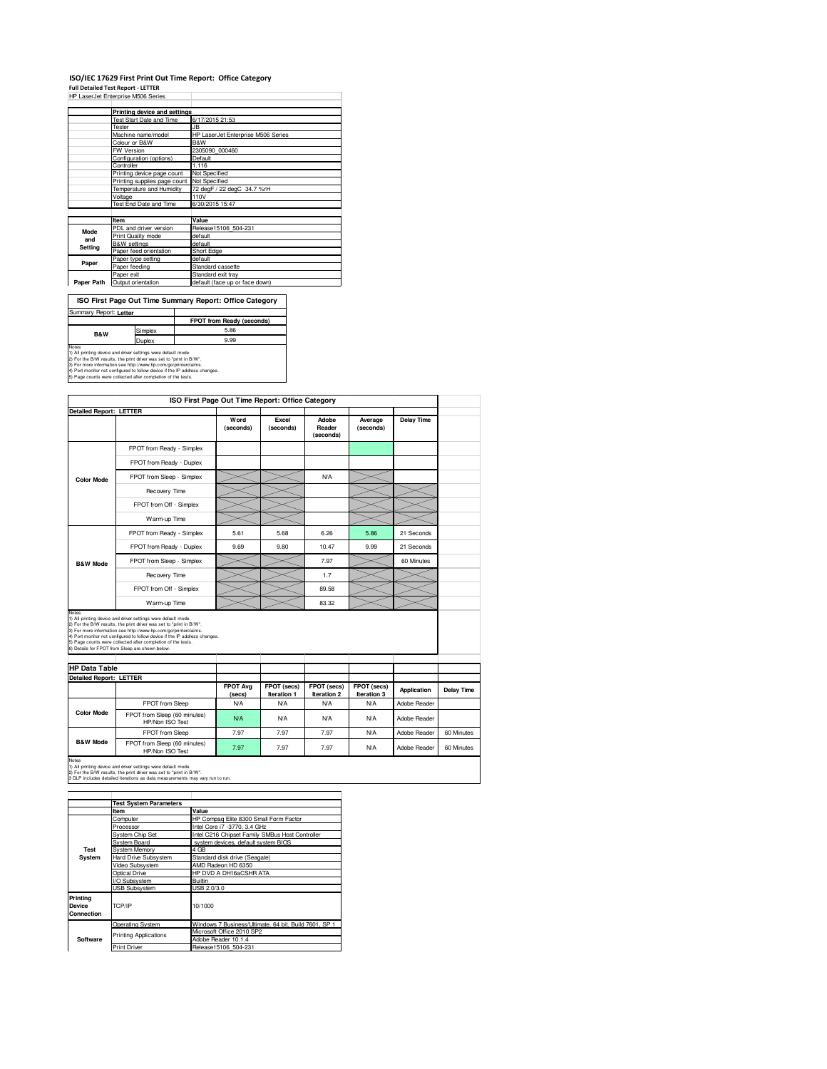# ISO/IEC 17629 First Print Out Time Report: Office Category

**Full Detailed Test Report - LETTER**

HP LaserJet Enterprise M506 Series

| | Printing device and settings | |
|---|---|---|
| | Test Start Date and Time | 6/17/2015 21:53 |
| | Tester | JB |
| | Machine name/model | HP LaserJet Enterprise M506 Series |
| | Colour or B&W | B&W |
| | FW Version | 2305090_000460 |
| | Configuration (options) | Default |
| | Controller | 1.116 |
| | Printing device page count | Not Specified |
| | Printing supplies page count | Not Specified |
| | Temperature and Humidity | 72 degF / 22 degC 34.7 %rH |
| | Voltage | 110V |
| | Test End Date and Time | 6/30/2015 15:47 |

| | Item | Value |
|---|---|---|
| Mode and Setting | PDL and driver version | Release15106_504-231 |
| | Print Quality mode | default |
| | B&W settings | default |
| | Paper feed orientation | Short Edge |
| Paper | Paper type setting | default |
| | Paper feeding | Standard cassette |
| | Paper exit | Standard exit tray |
| Paper Path | Output orientation | default (face up or face down) |

## ISO First Page Out Time Summary Report: Office Category

Summary Report: **Letter**

| | | FPOT from Ready (seconds) |
|---|---|---|
| B&W | Simplex | 5.86 |
| | Duplex | 9.99 |

Notes
1) All printing device and driver settings were default mode.
2) For the B/W results, the print driver was set to "print in B/W".
3) For more information see http://www.hp.com/go/printerclaims.
4) Port monitor not configured to follow device if the IP address changes.
5) Page counts were collected after completion of the tests.

## ISO First Page Out Time Report: Office Category

**Detailed Report: LETTER**

| | | Word (seconds) | Excel (seconds) | Adobe Reader (seconds) | Average (seconds) | Delay Time |
|---|---|---|---|---|---|---|
| Color Mode | FPOT from Ready - Simplex | | | | | |
| | FPOT from Ready - Duplex | | | | | |
| | FPOT from Sleep - Simplex | | | N/A | | |
| | Recovery Time | | | | | |
| | FPOT from Off - Simplex | | | | | |
| | Warm-up Time | | | | | |
| B&W Mode | FPOT from Ready - Simplex | 5.61 | 5.68 | 6.26 | 5.86 | 21 Seconds |
| | FPOT from Ready - Duplex | 9.69 | 9.80 | 10.47 | 9.99 | 21 Seconds |
| | FPOT from Sleep - Simplex | | | 7.97 | | 60 Minutes |
| | Recovery Time | | | 1.7 | | |
| | FPOT from Off - Simplex | | | 89.58 | | |
| | Warm-up Time | | | 83.32 | | |

Notes
1) All printing device and driver settings were default mode.
2) For the B/W results, the print driver was set to "print in B/W".
3) For more information see http://www.hp.com/go/printerclaims.
4) Port monitor not configured to follow device if the IP address changes.
5) Page counts were collected after completion of the tests.
6) Details for FPOT from Sleep are shown below.

## HP Data Table

**Detailed Report: LETTER**

| | | FPOT Avg (secs) | FPOT (secs) Iteration 1 | FPOT (secs) Iteration 2 | FPOT (secs) Iteration 3 | Application | Delay Time |
|---|---|---|---|---|---|---|---|
| Color Mode | FPOT from Sleep | N/A | N/A | N/A | N/A | Adobe Reader | |
| | FPOT from Sleep (60 minutes) HP/Non ISO Test | N/A | N/A | N/A | N/A | Adobe Reader | |
| B&W Mode | FPOT from Sleep | 7.97 | 7.97 | 7.97 | N/A | Adobe Reader | 60 Minutes |
| | FPOT from Sleep (60 minutes) HP/Non ISO Test | 7.97 | 7.97 | 7.97 | N/A | Adobe Reader | 60 Minutes |

Notes
1) All printing device and driver settings were default mode.
2) For the B/W results, the print driver was set to "print in B/W".
3 DLP includes detailed iterations as data measurements may vary run to run.

| | Test System Parameters | |
|---|---|---|
| | Item | Value |
| Test System | Computer | HP Compaq Elite 8300 Small Form Factor |
| | Processor | Intel Core i7 -3770, 3.4 GHz |
| | System Chip Set | Intel C216 Chipset Family SMBus Host Controller |
| | System Board | system devices, default system BIOS |
| | System Memory | 4 GB |
| | Hard Drive Subsystem | Standard disk drive (Seagate) |
| | Video Subsystem | AMD Radeon HD 6350 |
| | Optical Drive | HP DVD A DH16aCSHR ATA |
| | I/O Subsystem | Builtin |
| | USB Subsystem | USB 2.0/3.0 |
| Printing Device Connection | TCP/IP | 10/1000 |
| Software | Operating System | Windows 7 Business/Ultimate, 64 bit, Build 7601, SP 1 |
| | Printing Applications | Microsoft Office 2010 SP2 |
| | | Adobe Reader 10.1.4 |
| | Print Driver | Release15106_504-231 |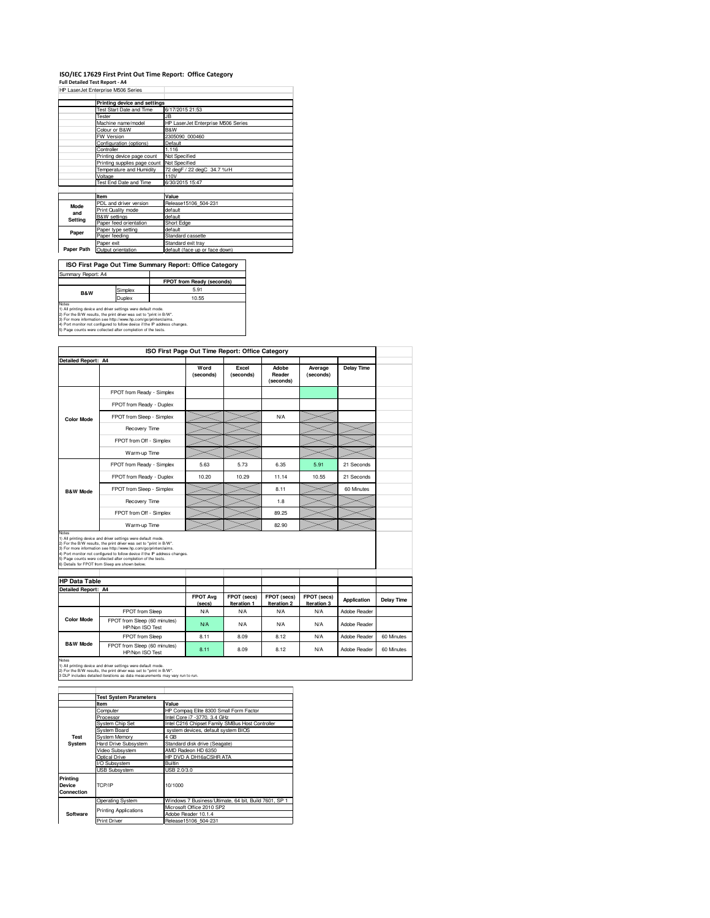# ISO/IEC 17629 First Print Out Time Report: Office Category

**Full Detailed Test Report - A4**

HP LaserJet Enterprise M506 Series

| | Printing device and settings | |
|---|---|---|
| | Test Start Date and Time | 6/17/2015 21:53 |
| | Tester | JB |
| | Machine name/model | HP LaserJet Enterprise M506 Series |
| | Colour or B&W | B&W |
| | FW Version | 2305090_000460 |
| | Configuration (options) | Default |
| | Controller | 1.116 |
| | Printing device page count | Not Specified |
| | Printing supplies page count | Not Specified |
| | Temperature and Humidity | 72 degF / 22 degC 34.7 %rH |
| | Voltage | 110V |
| | Test End Date and Time | 6/30/2015 15:47 |

| | Item | Value |
|---|---|---|
| Mode and Setting | PDL and driver version | Release15106_504-231 |
| | Print Quality mode | default |
| | B&W settings | default |
| | Paper feed orientation | Short Edge |
| Paper | Paper type setting | default |
| | Paper feeding | Standard cassette |
| | Paper exit | Standard exit tray |
| Paper Path | Output orientation | default (face up or face down) |

**ISO First Page Out Time Summary Report: Office Category**

Summary Report: A4

| | | FPOT from Ready (seconds) |
|---|---|---|
| B&W | Simplex | 5.91 |
| | Duplex | 10.55 |

Notes
1) All printing device and driver settings were default mode.
2) For the B/W results, the print driver was set to "print in B/W".
3) For more information see http://www.hp.com/go/printerclaims.
4) Port monitor not configured to follow device if the IP address changes.
5) Page counts were collected after completion of the tests.

**ISO First Page Out Time Report: Office Category**

Detailed Report: A4

| | | Word (seconds) | Excel (seconds) | Adobe Reader (seconds) | Average (seconds) | Delay Time |
|---|---|---|---|---|---|---|
| Color Mode | FPOT from Ready - Simplex | | | | | |
| | FPOT from Ready - Duplex | | | | | |
| | FPOT from Sleep - Simplex | | | N/A | | |
| | Recovery Time | | | | | |
| | FPOT from Off - Simplex | | | | | |
| | Warm-up Time | | | | | |
| B&W Mode | FPOT from Ready - Simplex | 5.63 | 5.73 | 6.35 | 5.91 | 21 Seconds |
| | FPOT from Ready - Duplex | 10.20 | 10.29 | 11.14 | 10.55 | 21 Seconds |
| | FPOT from Sleep - Simplex | | | 8.11 | | 60 Minutes |
| | Recovery Time | | | 1.8 | | |
| | FPOT from Off - Simplex | | | 89.25 | | |
| | Warm-up Time | | | 82.90 | | |

Notes
1) All printing device and driver settings were default mode.
2) For the B/W results, the print driver was set to "print in B/W".
3) For more information see http://www.hp.com/go/printerclaims.
4) Port monitor not configured to follow device if the IP address changes.
5) Page counts were collected after completion of the tests.
6) Details for FPOT from Sleep are shown below.

**HP Data Table**

Detailed Report: A4

| | | FPOT Avg (secs) | FPOT (secs) Iteration 1 | FPOT (secs) Iteration 2 | FPOT (secs) Iteration 3 | Application | Delay Time |
|---|---|---|---|---|---|---|---|
| Color Mode | FPOT from Sleep | N/A | N/A | N/A | N/A | Adobe Reader | |
| | FPOT from Sleep (60 minutes) HP/Non ISO Test | N/A | N/A | N/A | N/A | Adobe Reader | |
| B&W Mode | FPOT from Sleep | 8.11 | 8.09 | 8.12 | N/A | Adobe Reader | 60 Minutes |
| | FPOT from Sleep (60 minutes) HP/Non ISO Test | 8.11 | 8.09 | 8.12 | N/A | Adobe Reader | 60 Minutes |

Notes
1) All printing device and driver settings were default mode.
2) For the B/W results, the print driver was set to "print in B/W".
3 DLP includes detailed iterations as data measurements may vary run to run.

| | Test System Parameters | |
|---|---|---|
| | Item | Value |
| Test System | Computer | HP Compaq Elite 8300 Small Form Factor |
| | Processor | Intel Core i7 -3770, 3.4 GHz |
| | System Chip Set | Intel C216 Chipset Family SMBus Host Controller |
| | System Board | system devices, default system BIOS |
| | System Memory | 4 GB |
| | Hard Drive Subsystem | Standard disk drive (Seagate) |
| | Video Subsystem | AMD Radeon HD 6350 |
| | Optical Drive | HP DVD A DH16aCSHR ATA |
| | I/O Subsystem | Builtin |
| | USB Subsystem | USB 2.0/3.0 |
| Printing Device Connection | TCP/IP | 10/1000 |
| Software | Operating System | Windows 7 Business/Ultimate, 64 bit, Build 7601, SP 1 |
| | Printing Applications | Microsoft Office 2010 SP2 |
| | | Adobe Reader 10.1.4 |
| | Print Driver | Release15106_504-231 |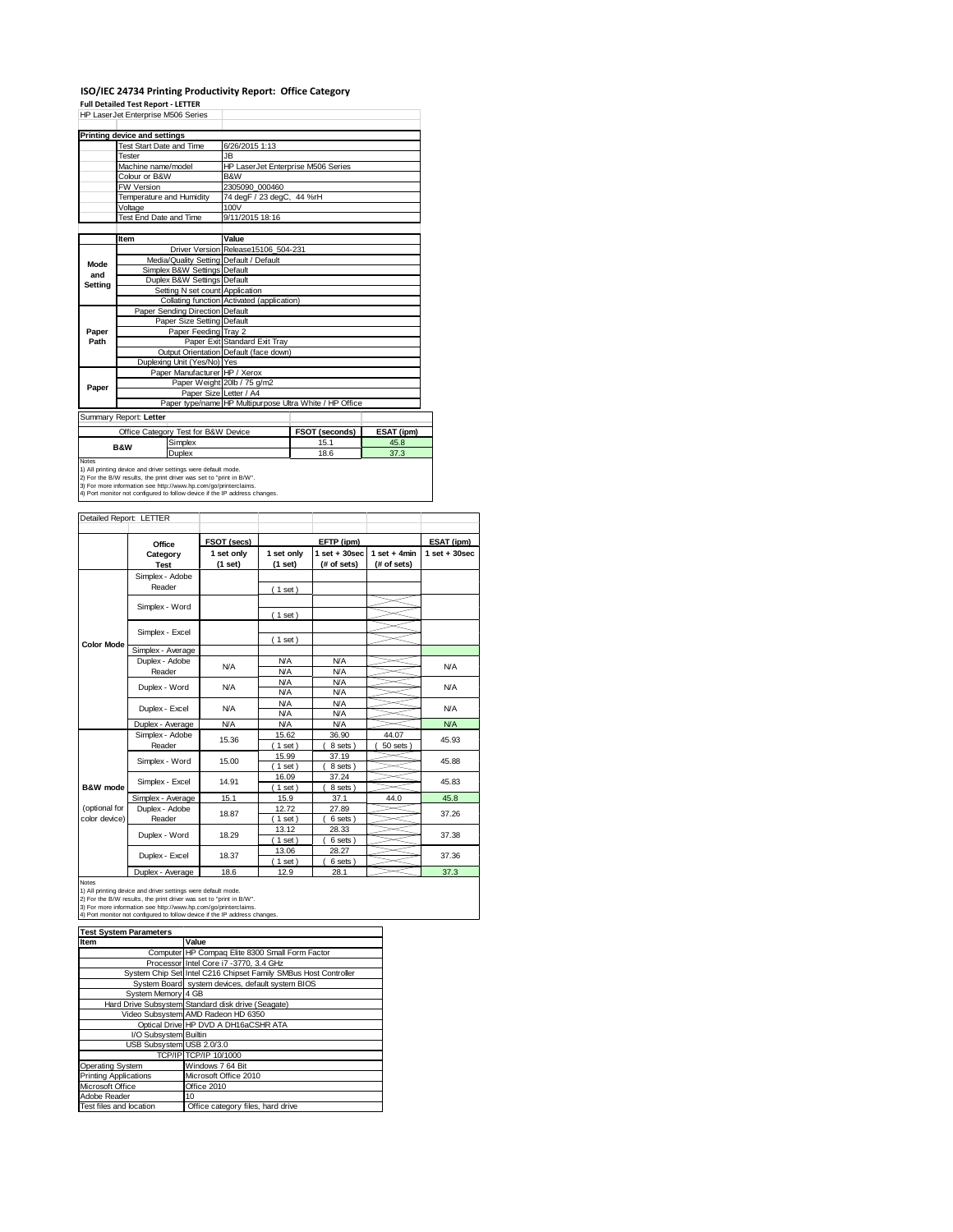# ISO/IEC 24734 Printing Productivity Report: Office Category

**Full Detailed Test Report - LETTER**

HP LaserJet Enterprise M506 Series

| Printing device and settings | |
|---|---|
| Test Start Date and Time | 6/26/2015 1:13 |
| Tester | JB |
| Machine name/model | HP LaserJet Enterprise M506 Series |
| Colour or B&W | B&W |
| FW Version | 2305090_000460 |
| Temperature and Humidity | 74 degF / 23 degC, 44 %rH |
| Voltage | 100V |
| Test End Date and Time | 9/11/2015 18:16 |

| | Item | Value |
|---|---|---|
| Mode and Setting | Driver Version | Release15106_504-231 |
| | Media/Quality Setting | Default / Default |
| | Simplex B&W Settings | Default |
| | Duplex B&W Settings | Default |
| | Setting N set count | Application |
| | Collating function | Activated (application) |
| Paper Path | Paper Sending Direction | Default |
| | Paper Size Setting | Default |
| | Paper Feeding | Tray 2 |
| | Paper Exit | Standard Exit Tray |
| | Output Orientation | Default (face down) |
| | Duplexing Unit (Yes/No) | Yes |
| Paper | Paper Manufacturer | HP / Xerox |
| | Paper Weight | 20lb / 75 g/m2 |
| | Paper Size | Letter / A4 |
| | Paper type/name | HP Multipurpose Ultra White / HP Office |

Summary Report: **Letter**

| Office Category Test for B&W Device | | FSOT (seconds) | ESAT (ipm) |
|---|---|---|---|
| B&W | Simplex | 15.1 | 45.8 |
| | Duplex | 18.6 | 37.3 |

Notes
1) All printing device and driver settings were default mode.
2) For the B/W results, the print driver was set to "print in B/W".
3) For more information see http://www.hp.com/go/printerclaims.
4) Port monitor not configured to follow device if the IP address changes.

Detailed Report: LETTER

| | Office Category Test | FSOT (secs) 1 set only (1 set) | EFTP (ipm) 1 set only (1 set) | EFTP (ipm) 1 set + 30sec (# of sets) | EFTP (ipm) 1 set + 4min (# of sets) | ESAT (ipm) 1 set + 30sec |
|---|---|---|---|---|---|---|
| Color Mode | Simplex - Adobe Reader | | ( 1 set ) | | | |
| | Simplex - Word | | ( 1 set ) | | | |
| | Simplex - Excel | | ( 1 set ) | | | |
| | Simplex - Average | | | | | |
| | Duplex - Adobe Reader | N/A | N/A<br>N/A | N/A<br>N/A | | N/A |
| | Duplex - Word | N/A | N/A<br>N/A | N/A<br>N/A | | N/A |
| | Duplex - Excel | N/A | N/A<br>N/A | N/A<br>N/A | | N/A |
| | Duplex - Average | N/A | N/A | N/A | | N/A |
| B&W mode (optional for color device) | Simplex - Adobe Reader | 15.36 | 15.62<br>( 1 set ) | 36.90<br>( 8 sets ) | 44.07<br>( 50 sets ) | 45.93 |
| | Simplex - Word | 15.00 | 15.99<br>( 1 set ) | 37.19<br>( 8 sets ) | | 45.88 |
| | Simplex - Excel | 14.91 | 16.09<br>( 1 set ) | 37.24<br>( 8 sets ) | | 45.83 |
| | Simplex - Average | 15.1 | 15.9 | 37.1 | 44.0 | 45.8 |
| | Duplex - Adobe Reader | 18.87 | 12.72<br>( 1 set ) | 27.89<br>( 6 sets ) | | 37.26 |
| | Duplex - Word | 18.29 | 13.12<br>( 1 set ) | 28.33<br>( 6 sets ) | | 37.38 |
| | Duplex - Excel | 18.37 | 13.06<br>( 1 set ) | 28.27<br>( 6 sets ) | | 37.36 |
| | Duplex - Average | 18.6 | 12.9 | 28.1 | | 37.3 |

Notes
1) All printing device and driver settings were default mode.
2) For the B/W results, the print driver was set to "print in B/W".
3) For more information see http://www.hp.com/go/printerclaims.
4) Port monitor not configured to follow device if the IP address changes.

| Test System Parameters | |
|---|---|
| **Item** | **Value** |
| Computer | HP Compaq Elite 8300 Small Form Factor |
| Processor | Intel Core i7 -3770, 3.4 GHz |
| System Chip Set | Intel C216 Chipset Family SMBus Host Controller |
| System Board | system devices, default system BIOS |
| System Memory | 4 GB |
| Hard Drive Subsystem | Standard disk drive (Seagate) |
| Video Subsystem | AMD Radeon HD 6350 |
| Optical Drive | HP DVD A DH16aCSHR ATA |
| I/O Subsystem | Builtin |
| USB Subsystem | USB 2.0/3.0 |
| TCP/IP | TCP/IP 10/1000 |
| Operating System | Windows 7 64 Bit |
| Printing Applications | Microsoft Office 2010 |
| Microsoft Office | Office 2010 |
| Adobe Reader | 10 |
| Test files and location | Office category files, hard drive |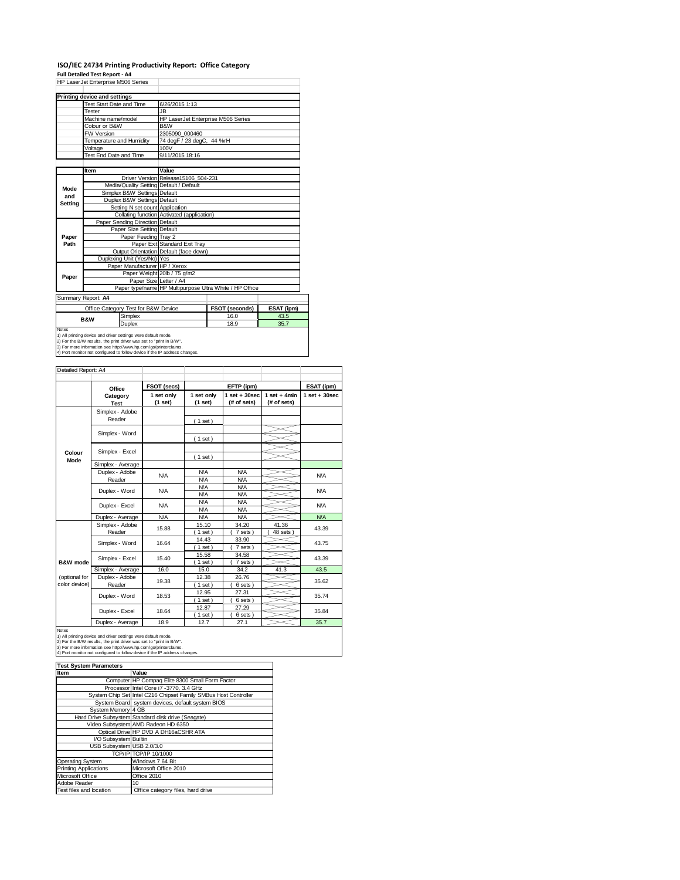# ISO/IEC 24734 Printing Productivity Report: Office Category

**Full Detailed Test Report - A4**

HP LaserJet Enterprise M506 Series

| Printing device and settings | |
|---|---|
| Test Start Date and Time | 6/26/2015 1:13 |
| Tester | JB |
| Machine name/model | HP LaserJet Enterprise M506 Series |
| Colour or B&W | B&W |
| FW Version | 2305090_000460 |
| Temperature and Humidity | 74 degF / 23 degC, 44 %rH |
| Voltage | 100V |
| Test End Date and Time | 9/11/2015 18:16 |

| | Item | Value |
|---|---|---|
| Mode and Setting | Driver Version | Release15106_504-231 |
| | Media/Quality Setting | Default / Default |
| | Simplex B&W Settings | Default |
| | Duplex B&W Settings | Default |
| | Setting N set count | Application |
| | Collating function | Activated (application) |
| Paper Path | Paper Sending Direction | Default |
| | Paper Size Setting | Default |
| | Paper Feeding | Tray 2 |
| | Paper Exit | Standard Exit Tray |
| | Output Orientation | Default (face down) |
| | Duplexing Unit (Yes/No) | Yes |
| Paper | Paper Manufacturer | HP / Xerox |
| | Paper Weight | 20lb / 75 g/m2 |
| | Paper Size | Letter / A4 |
| | Paper type/name | HP Multipurpose Ultra White / HP Office |

Summary Report: **A4**

| Office Category Test for B&W Device | | FSOT (seconds) | ESAT (ipm) |
|---|---|---|---|
| B&W | Simplex | 16.0 | 43.5 |
| | Duplex | 18.9 | 35.7 |

Notes
1) All printing device and driver settings were default mode.
2) For the B/W results, the print driver was set to "print in B/W".
3) For more information see http://www.hp.com/go/printerclaims.
4) Port monitor not configured to follow device if the IP address changes.

Detailed Report: A4

| | Office Category Test | FSOT (secs) 1 set only (1 set) | EFTP (ipm) 1 set only (1 set) | EFTP (ipm) 1 set + 30sec (# of sets) | EFTP (ipm) 1 set + 4min (# of sets) | ESAT (ipm) 1 set + 30sec |
|---|---|---|---|---|---|---|
| Colour Mode | Simplex - Adobe Reader | | ( 1 set ) | | | |
| | Simplex - Word | | ( 1 set ) | | | |
| | Simplex - Excel | | ( 1 set ) | | | |
| | Simplex - Average | | | | | |
| | Duplex - Adobe Reader | N/A | N/A<br>N/A | N/A<br>N/A | | N/A |
| | Duplex - Word | N/A | N/A<br>N/A | N/A<br>N/A | | N/A |
| | Duplex - Excel | N/A | N/A<br>N/A | N/A<br>N/A | | N/A |
| | Duplex - Average | N/A | N/A | N/A | | N/A |
| B&W mode (optional for color device) | Simplex - Adobe Reader | 15.88 | 15.10<br>( 1 set ) | 34.20<br>( 7 sets ) | 41.36<br>( 48 sets ) | 43.39 |
| | Simplex - Word | 16.64 | 14.43<br>( 1 set ) | 33.90<br>( 7 sets ) | | 43.75 |
| | Simplex - Excel | 15.40 | 15.58<br>( 1 set ) | 34.58<br>( 7 sets ) | | 43.39 |
| | Simplex - Average | 16.0 | 15.0 | 34.2 | 41.3 | 43.5 |
| | Duplex - Adobe Reader | 19.38 | 12.38<br>( 1 set ) | 26.76<br>( 6 sets ) | | 35.62 |
| | Duplex - Word | 18.53 | 12.95<br>( 1 set ) | 27.31<br>( 6 sets ) | | 35.74 |
| | Duplex - Excel | 18.64 | 12.87<br>( 1 set ) | 27.29<br>( 6 sets ) | | 35.84 |
| | Duplex - Average | 18.9 | 12.7 | 27.1 | | 35.7 |

Notes
1) All printing device and driver settings were default mode.
2) For the B/W results, the print driver was set to "print in B/W".
3) For more information see http://www.hp.com/go/printerclaims.
4) Port monitor not configured to follow device if the IP address changes.

| Test System Parameters | |
|---|---|
| **Item** | **Value** |
| Computer | HP Compaq Elite 8300 Small Form Factor |
| Processor | Intel Core i7 -3770, 3.4 GHz |
| System Chip Set | Intel C216 Chipset Family SMBus Host Controller |
| System Board | system devices, default system BIOS |
| System Memory | 4 GB |
| Hard Drive Subsystem | Standard disk drive (Seagate) |
| Video Subsystem | AMD Radeon HD 6350 |
| Optical Drive | HP DVD A DH16aCSHR ATA |
| I/O Subsystem | Builtin |
| USB Subsystem | USB 2.0/3.0 |
| TCP/IP | TCP/IP 10/1000 |
| Operating System | Windows 7 64 Bit |
| Printing Applications | Microsoft Office 2010 |
| Microsoft Office | Office 2010 |
| Adobe Reader | 10 |
| Test files and location | Office category files, hard drive |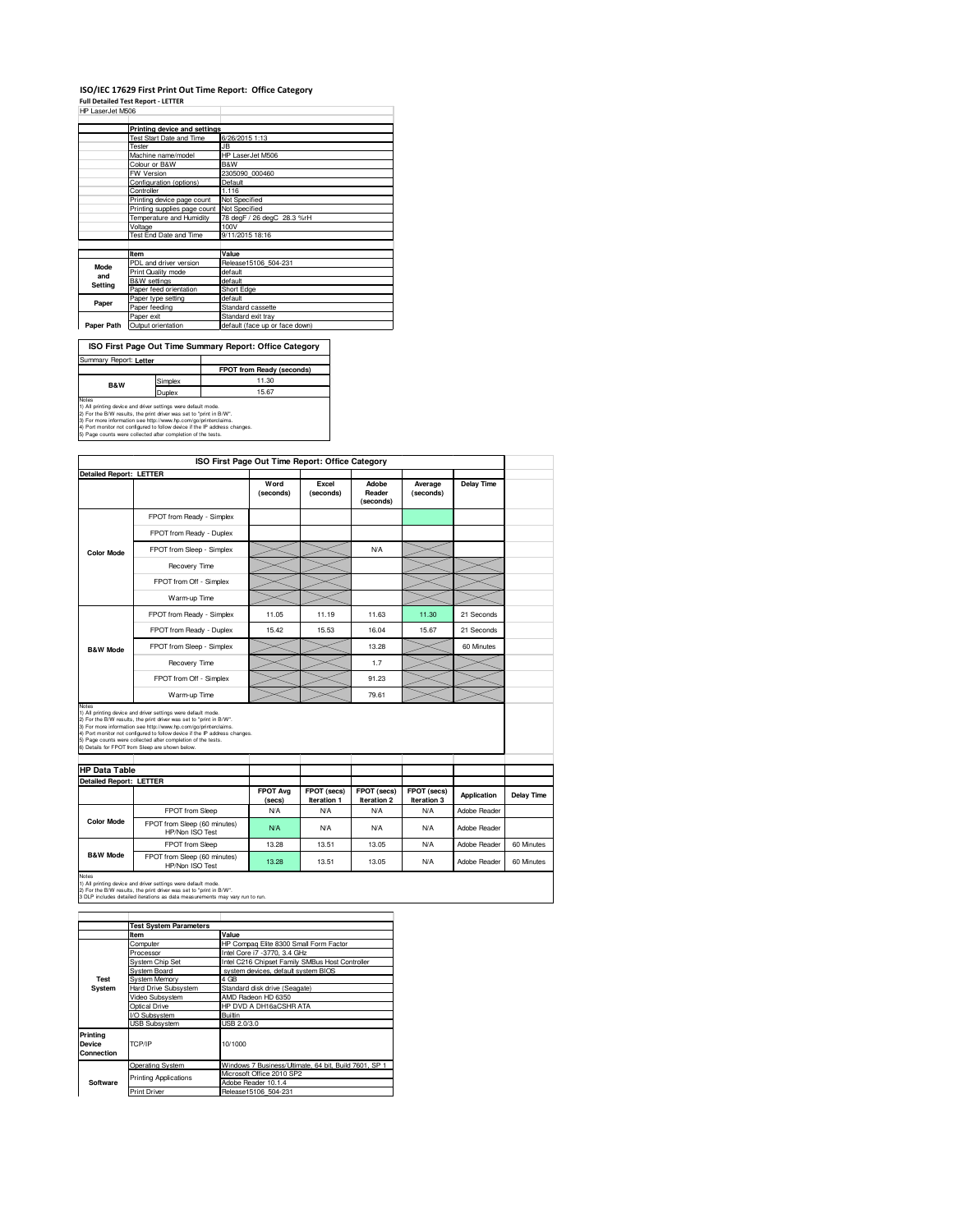# ISO/IEC 17629 First Print Out Time Report: Office Category

**Full Detailed Test Report - LETTER**

HP LaserJet M506

| | Printing device and settings | |
|---|---|---|
| | Test Start Date and Time | 6/26/2015 1:13 |
| | Tester | JB |
| | Machine name/model | HP LaserJet M506 |
| | Colour or B&W | B&W |
| | FW Version | 2305090_000460 |
| | Configuration (options) | Default |
| | Controller | 1.116 |
| | Printing device page count | Not Specified |
| | Printing supplies page count | Not Specified |
| | Temperature and Humidity | 78 degF / 26 degC 28.3 %rH |
| | Voltage | 100V |
| | Test End Date and Time | 9/11/2015 18:16 |

| | Item | Value |
|---|---|---|
| Mode and Setting | PDL and driver version | Release15106_504-231 |
| | Print Quality mode | default |
| | B&W settings | default |
| | Paper feed orientation | Short Edge |
| Paper | Paper type setting | default |
| | Paper feeding | Standard cassette |
| | Paper exit | Standard exit tray |
| Paper Path | Output orientation | default (face up or face down) |

## ISO First Page Out Time Summary Report: Office Category

| Summary Report: Letter | | |
|---|---|---|
| | | FPOT from Ready (seconds) |
| B&W | Simplex | 11.30 |
| | Duplex | 15.67 |

Notes
1) All printing device and driver settings were default mode.
2) For the B/W results, the print driver was set to "print in B/W".
3) For more information see http://www.hp.com/go/printerclaims.
4) Port monitor not configured to follow device if the IP address changes.
5) Page counts were collected after completion of the tests.

## ISO First Page Out Time Report: Office Category

| Detailed Report: LETTER | | Word (seconds) | Excel (seconds) | Adobe Reader (seconds) | Average (seconds) | Delay Time |
|---|---|---|---|---|---|---|
| Color Mode | FPOT from Ready - Simplex | | | | | |
| | FPOT from Ready - Duplex | | | | | |
| | FPOT from Sleep - Simplex | | | N/A | | |
| | Recovery Time | | | | | |
| | FPOT from Off - Simplex | | | | | |
| | Warm-up Time | | | | | |
| B&W Mode | FPOT from Ready - Simplex | 11.05 | 11.19 | 11.63 | 11.30 | 21 Seconds |
| | FPOT from Ready - Duplex | 15.42 | 15.53 | 16.04 | 15.67 | 21 Seconds |
| | FPOT from Sleep - Simplex | | | 13.28 | | 60 Minutes |
| | Recovery Time | | | 1.7 | | |
| | FPOT from Off - Simplex | | | 91.23 | | |
| | Warm-up Time | | | 79.61 | | |

Notes
1) All printing device and driver settings were default mode.
2) For the B/W results, the print driver was set to "print in B/W".
3) For more information see http://www.hp.com/go/printerclaims.
4) Port monitor not configured to follow device if the IP address changes.
5) Page counts were collected after completion of the tests.
6) Details for FPOT from Sleep are shown below.

## HP Data Table

| Detailed Report: LETTER | | FPOT Avg (secs) | FPOT (secs) Iteration 1 | FPOT (secs) Iteration 2 | FPOT (secs) Iteration 3 | Application | Delay Time |
|---|---|---|---|---|---|---|---|
| Color Mode | FPOT from Sleep | N/A | N/A | N/A | N/A | Adobe Reader | |
| | FPOT from Sleep (60 minutes) HP/Non ISO Test | N/A | N/A | N/A | N/A | Adobe Reader | |
| B&W Mode | FPOT from Sleep | 13.28 | 13.51 | 13.05 | N/A | Adobe Reader | 60 Minutes |
| | FPOT from Sleep (60 minutes) HP/Non ISO Test | 13.28 | 13.51 | 13.05 | N/A | Adobe Reader | 60 Minutes |

Notes
1) All printing device and driver settings were default mode.
2) For the B/W results, the print driver was set to "print in B/W".
3 DLP includes detailed iterations as data measurements may vary run to run.

| | Test System Parameters | |
|---|---|---|
| | Item | Value |
| Test System | Computer | HP Compaq Elite 8300 Small Form Factor |
| | Processor | Intel Core i7 -3770, 3.4 GHz |
| | System Chip Set | Intel C216 Chipset Family SMBus Host Controller |
| | System Board | system devices, default system BIOS |
| | System Memory | 4 GB |
| | Hard Drive Subsystem | Standard disk drive (Seagate) |
| | Video Subsystem | AMD Radeon HD 6350 |
| | Optical Drive | HP DVD A DH16aCSHR ATA |
| | I/O Subsystem | Builtin |
| | USB Subsystem | USB 2.0/3.0 |
| Printing Device Connection | TCP/IP | 10/1000 |
| Software | Operating System | Windows 7 Business/Ultimate, 64 bit, Build 7601, SP 1 |
| | Printing Applications | Microsoft Office 2010 SP2 |
| | | Adobe Reader 10.1.4 |
| | Print Driver | Release15106_504-231 |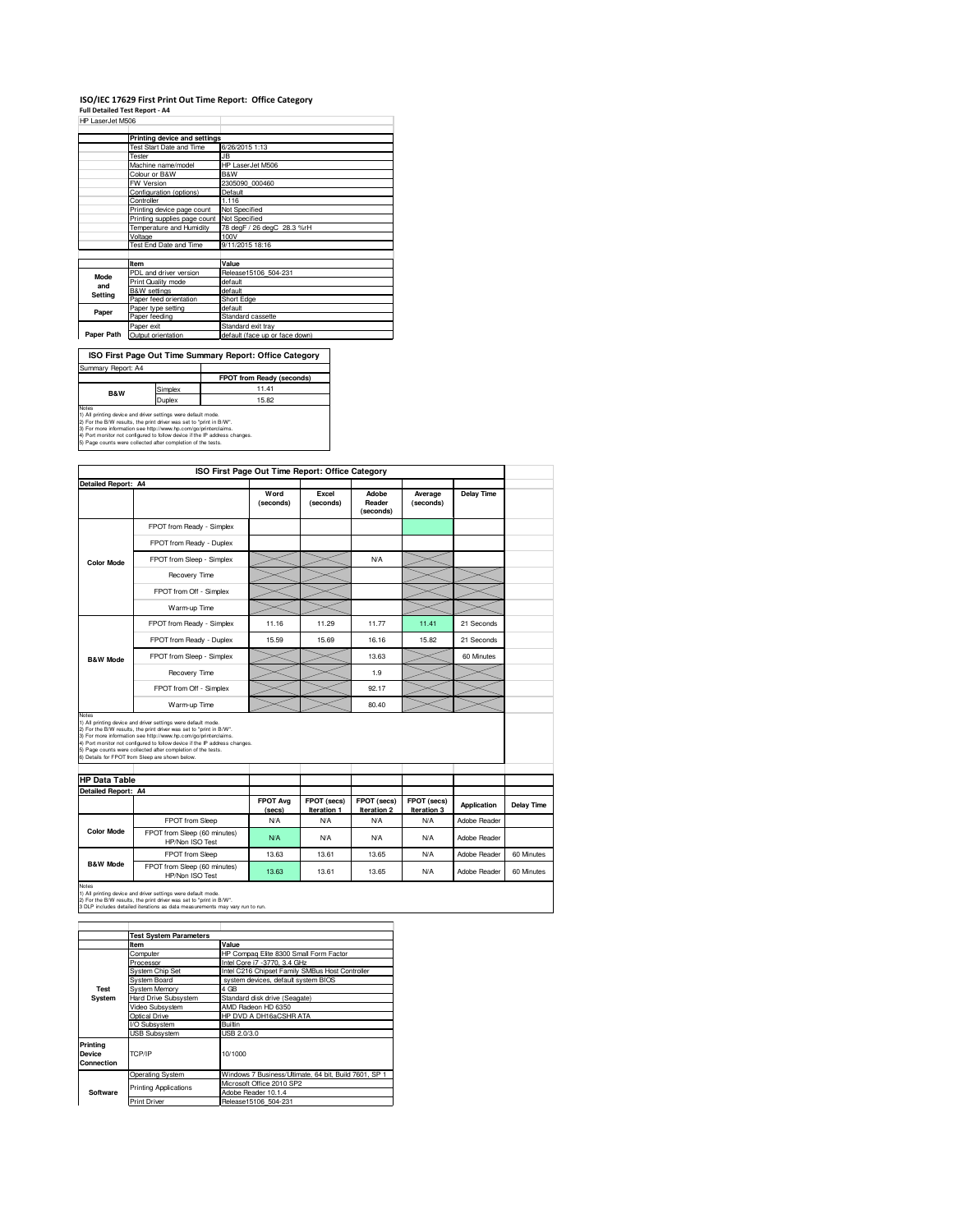# ISO/IEC 17629 First Print Out Time Report: Office Category

**Full Detailed Test Report - A4**

HP LaserJet M506

| | | |
|---|---|---|
| | **Printing device and settings** | |
| | Test Start Date and Time | 6/26/2015 1:13 |
| | Tester | JB |
| | Machine name/model | HP LaserJet M506 |
| | Colour or B&W | B&W |
| | FW Version | 2305090_000460 |
| | Configuration (options) | Default |
| | Controller | 1.116 |
| | Printing device page count | Not Specified |
| | Printing supplies page count | Not Specified |
| | Temperature and Humidity | 78 degF / 26 degC 28.3 %rH |
| | Voltage | 100V |
| | Test End Date and Time | 9/11/2015 18:16 |

| | | |
|---|---|---|
| | **Item** | **Value** |
| Mode and Setting | PDL and driver version | Release15106_504-231 |
| | Print Quality mode | default |
| | B&W settings | default |
| | Paper feed orientation | Short Edge |
| Paper | Paper type setting | default |
| | Paper feeding | Standard cassette |
| Paper Path | Paper exit | Standard exit tray |
| | Output orientation | default (face up or face down) |

## ISO First Page Out Time Summary Report: Office Category

Summary Report: A4

| | | FPOT from Ready (seconds) |
|---|---|---|
| B&W | Simplex | 11.41 |
| | Duplex | 15.82 |

Notes
1) All printing device and driver settings were default mode.
2) For the B/W results, the print driver was set to "print in B/W".
3) For more information see http://www.hp.com/go/printerclaims.
4) Port monitor not configured to follow device if the IP address changes.
5) Page counts were collected after completion of the tests.

## ISO First Page Out Time Report: Office Category

Detailed Report: A4

| | | Word (seconds) | Excel (seconds) | Adobe Reader (seconds) | Average (seconds) | Delay Time |
|---|---|---|---|---|---|---|
| Color Mode | FPOT from Ready - Simplex | | | | | |
| | FPOT from Ready - Duplex | | | | | |
| | FPOT from Sleep - Simplex | | | N/A | | |
| | Recovery Time | | | | | |
| | FPOT from Off - Simplex | | | | | |
| | Warm-up Time | | | | | |
| B&W Mode | FPOT from Ready - Simplex | 11.16 | 11.29 | 11.77 | 11.41 | 21 Seconds |
| | FPOT from Ready - Duplex | 15.59 | 15.69 | 16.16 | 15.82 | 21 Seconds |
| | FPOT from Sleep - Simplex | | | 13.63 | | 60 Minutes |
| | Recovery Time | | | 1.9 | | |
| | FPOT from Off - Simplex | | | 92.17 | | |
| | Warm-up Time | | | 80.40 | | |

Notes
1) All printing device and driver settings were default mode.
2) For the B/W results, the print driver was set to "print in B/W".
3) For more information see http://www.hp.com/go/printerclaims.
4) Port monitor not configured to follow device if the IP address changes.
5) Page counts were collected after completion of the tests.
6) Details for FPOT from Sleep are shown below.

## HP Data Table

Detailed Report: A4

| | | FPOT Avg (secs) | FPOT (secs) Iteration 1 | FPOT (secs) Iteration 2 | FPOT (secs) Iteration 3 | Application | Delay Time |
|---|---|---|---|---|---|---|---|
| Color Mode | FPOT from Sleep | N/A | N/A | N/A | N/A | Adobe Reader | |
| | FPOT from Sleep (60 minutes) HP/Non ISO Test | N/A | N/A | N/A | N/A | Adobe Reader | |
| B&W Mode | FPOT from Sleep | 13.63 | 13.61 | 13.65 | N/A | Adobe Reader | 60 Minutes |
| | FPOT from Sleep (60 minutes) HP/Non ISO Test | 13.63 | 13.61 | 13.65 | N/A | Adobe Reader | 60 Minutes |

Notes
1) All printing device and driver settings were default mode.
2) For the B/W results, the print driver was set to "print in B/W".
3 DLP includes detailed iterations as data measurements may vary run to run.

| | | |
|---|---|---|
| | **Test System Parameters** | |
| | **Item** | **Value** |
| Test System | Computer | HP Compaq Elite 8300 Small Form Factor |
| | Processor | Intel Core i7 -3770, 3.4 GHz |
| | System Chip Set | Intel C216 Chipset Family SMBus Host Controller |
| | System Board | system devices, default system BIOS |
| | System Memory | 4 GB |
| | Hard Drive Subsystem | Standard disk drive (Seagate) |
| | Video Subsystem | AMD Radeon HD 6350 |
| | Optical Drive | HP DVD A DH16aCSHR ATA |
| | I/O Subsystem | Builtin |
| | USB Subsystem | USB 2.0/3.0 |
| Printing Device Connection | TCP/IP | 10/1000 |
| Software | Operating System | Windows 7 Business/Ultimate, 64 bit, Build 7601, SP 1 |
| | Printing Applications | Microsoft Office 2010 SP2<br>Adobe Reader 10.1.4 |
| | Print Driver | Release15106_504-231 |